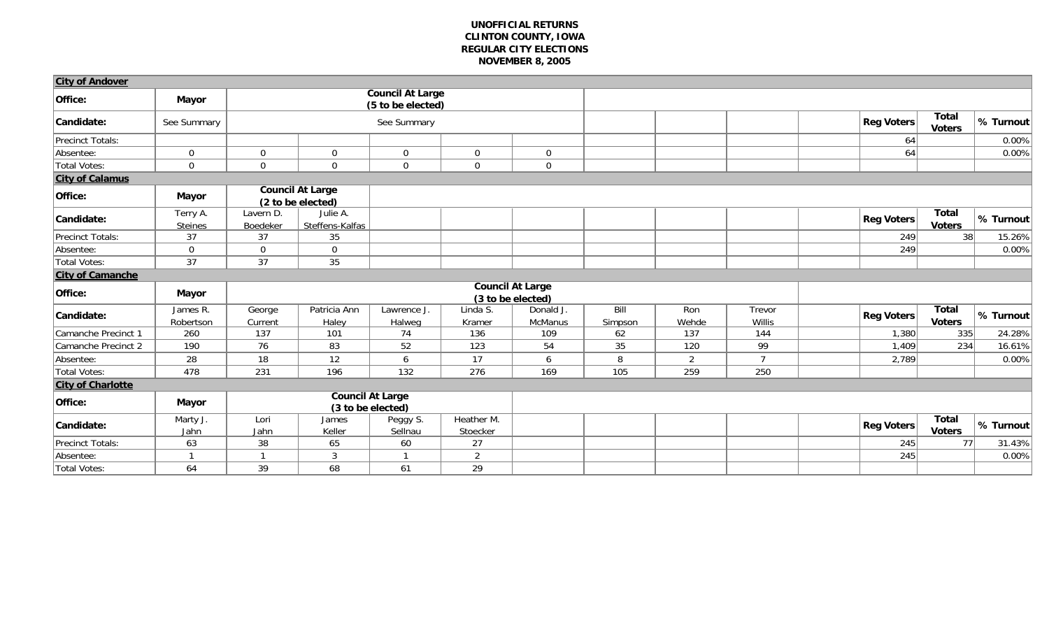**UNOFFICIAL RETURNS**
**CLINTON COUNTY, IOWA**
**REGULAR CITY ELECTIONS**
**NOVEMBER 8, 2005**

| City of Andover | | | | | | | | | | | | | |
|---|---|---|---|---|---|---|---|---|---|---|---|---|---|
| **Office:** | **Mayor** | **Council At Large (5 to be elected)** | | | | | | | | | | | |
| **Candidate:** | See Summary | See Summary | | | | | | | | | **Reg Voters** | **Total Voters** | **% Turnout** |
| Precinct Totals: | | | | | | | | | | | 64 | | 0.00% |
| Absentee: | 0 | 0 | 0 | 0 | 0 | 0 | | | | | 64 | | 0.00% |
| Total Votes: | 0 | 0 | 0 | 0 | 0 | 0 | | | | | | | |

| City of Calamus | | | | | | | | | | | | | |
|---|---|---|---|---|---|---|---|---|---|---|---|---|---|
| **Office:** | **Mayor** | **Council At Large (2 to be elected)** | | | | | | | | | | | |
| **Candidate:** | Terry A. Steines | Lavern D. Boedeker | Julie A. Steffens-Kalfas | | | | | | | | **Reg Voters** | **Total Voters** | **% Turnout** |
| Precinct Totals: | 37 | 37 | 35 | | | | | | | | 249 | 38 | 15.26% |
| Absentee: | 0 | 0 | 0 | | | | | | | | 249 | | 0.00% |
| Total Votes: | 37 | 37 | 35 | | | | | | | | | | |

| City of Camanche | | | | | | | | | | | | | |
|---|---|---|---|---|---|---|---|---|---|---|---|---|---|
| **Office:** | **Mayor** | **Council At Large (3 to be elected)** | | | | | | | | | | | |
| **Candidate:** | James R. Robertson | George Current | Patricia Ann Haley | Lawrence J. Halweg | Linda S. Kramer | Donald J. McManus | Bill Simpson | Ron Wehde | Trevor Willis | | **Reg Voters** | **Total Voters** | **% Turnout** |
| Camanche Precinct 1 | 260 | 137 | 101 | 74 | 136 | 109 | 62 | 137 | 144 | | 1,380 | 335 | 24.28% |
| Camanche Precinct 2 | 190 | 76 | 83 | 52 | 123 | 54 | 35 | 120 | 99 | | 1,409 | 234 | 16.61% |
| Absentee: | 28 | 18 | 12 | 6 | 17 | 6 | 8 | 2 | 7 | | 2,789 | | 0.00% |
| Total Votes: | 478 | 231 | 196 | 132 | 276 | 169 | 105 | 259 | 250 | | | | |

| City of Charlotte | | | | | | | | | | | | | |
|---|---|---|---|---|---|---|---|---|---|---|---|---|---|
| **Office:** | **Mayor** | **Council At Large (3 to be elected)** | | | | | | | | | | | |
| **Candidate:** | Marty J. Jahn | Lori Jahn | James Keller | Peggy S. Sellnau | Heather M. Stoecker | | | | | | **Reg Voters** | **Total Voters** | **% Turnout** |
| Precinct Totals: | 63 | 38 | 65 | 60 | 27 | | | | | | 245 | 77 | 31.43% |
| Absentee: | 1 | 1 | 3 | 1 | 2 | | | | | | 245 | | 0.00% |
| Total Votes: | 64 | 39 | 68 | 61 | 29 | | | | | | | | |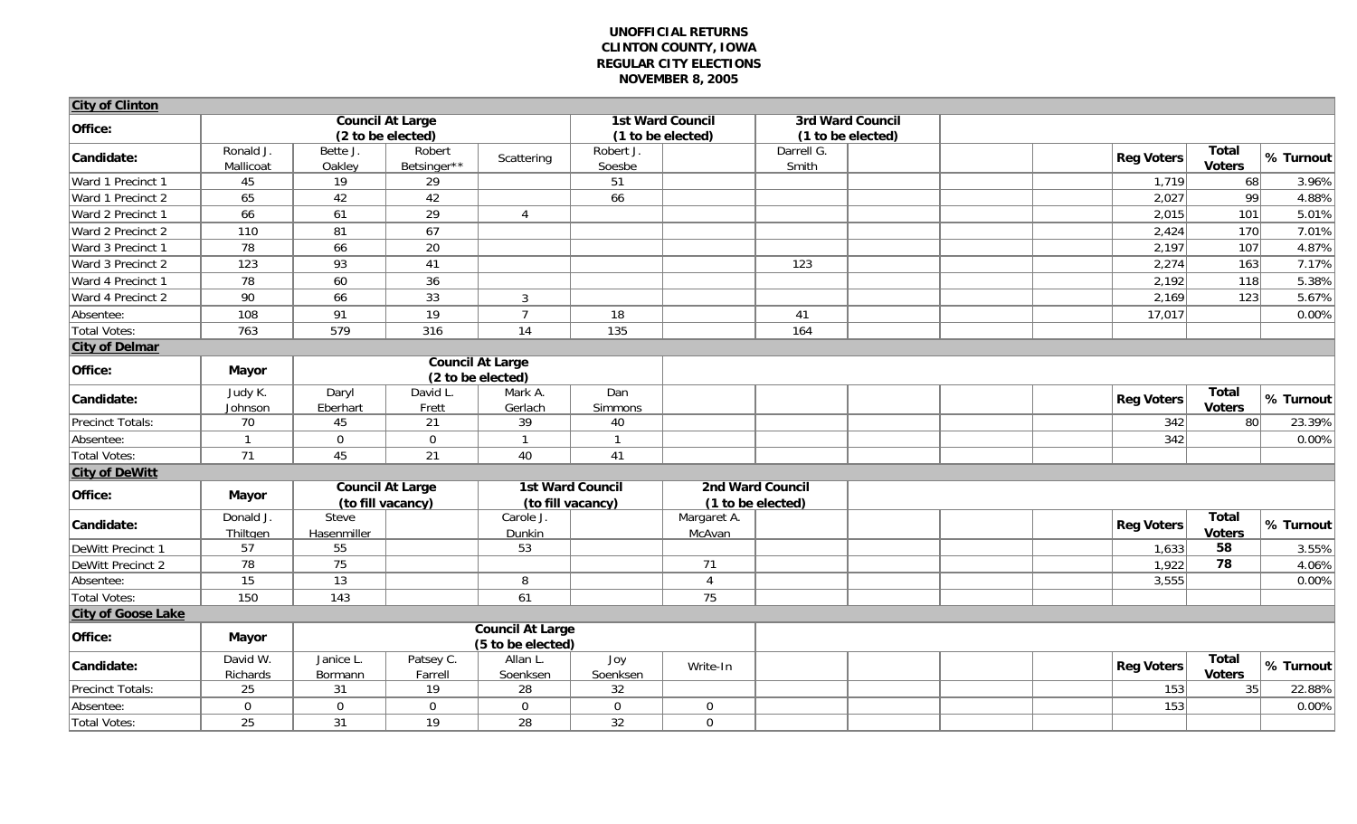**UNOFFICIAL RETURNS**
**CLINTON COUNTY, IOWA**
**REGULAR CITY ELECTIONS**
**NOVEMBER 8, 2005**

**City of Clinton**

| Office: | Council At Large (2 to be elected) | | | | 1st Ward Council (1 to be elected) | | 3rd Ward Council (1 to be elected) | | | | | | |
|---|---|---|---|---|---|---|---|---|---|---|---|---|---|
| Candidate: | Ronald J. Mallicoat | Bette J. Oakley | Robert Betsinger** | Scattering | Robert J. Soesbe | | Darrell G. Smith | | | | Reg Voters | Total Voters | % Turnout |
| Ward 1 Precinct 1 | 45 | 19 | 29 | | 51 | | | | | | 1,719 | 68 | 3.96% |
| Ward 1 Precinct 2 | 65 | 42 | 42 | | 66 | | | | | | 2,027 | 99 | 4.88% |
| Ward 2 Precinct 1 | 66 | 61 | 29 | 4 | | | | | | | 2,015 | 101 | 5.01% |
| Ward 2 Precinct 2 | 110 | 81 | 67 | | | | | | | | 2,424 | 170 | 7.01% |
| Ward 3 Precinct 1 | 78 | 66 | 20 | | | | | | | | 2,197 | 107 | 4.87% |
| Ward 3 Precinct 2 | 123 | 93 | 41 | | | | 123 | | | | 2,274 | 163 | 7.17% |
| Ward 4 Precinct 1 | 78 | 60 | 36 | | | | | | | | 2,192 | 118 | 5.38% |
| Ward 4 Precinct 2 | 90 | 66 | 33 | 3 | | | | | | | 2,169 | 123 | 5.67% |
| Absentee: | 108 | 91 | 19 | 7 | 18 | | 41 | | | | 17,017 | | 0.00% |
| Total Votes: | 763 | 579 | 316 | 14 | 135 | | 164 | | | | | | |

**City of Delmar**

| Office: | Mayor | Council At Large (2 to be elected) | | | | | | | | | | | |
|---|---|---|---|---|---|---|---|---|---|---|---|---|---|
| Candidate: | Judy K. Johnson | Daryl Eberhart | David L. Frett | Mark A. Gerlach | Dan Simmons | | | | | | Reg Voters | Total Voters | % Turnout |
| Precinct Totals: | 70 | 45 | 21 | 39 | 40 | | | | | | 342 | 80 | 23.39% |
| Absentee: | 1 | 0 | 0 | 1 | 1 | | | | | | 342 | | 0.00% |
| Total Votes: | 71 | 45 | 21 | 40 | 41 | | | | | | | | |

**City of DeWitt**

| Office: | Mayor | Council At Large (to fill vacancy) | | 1st Ward Council (to fill vacancy) | | 2nd Ward Council (1 to be elected) | | | | | | | |
|---|---|---|---|---|---|---|---|---|---|---|---|---|---|
| Candidate: | Donald J. Thiltgen | Steve Hasenmiller | | Carole J. Dunkin | | Margaret A. McAvan | | | | | Reg Voters | Total Voters | % Turnout |
| DeWitt Precinct 1 | 57 | 55 | | 53 | | | | | | | 1,633 | 58 | 3.55% |
| DeWitt Precinct 2 | 78 | 75 | | | | 71 | | | | | 1,922 | 78 | 4.06% |
| Absentee: | 15 | 13 | | 8 | | 4 | | | | | 3,555 | | 0.00% |
| Total Votes: | 150 | 143 | | 61 | | 75 | | | | | | | |

**City of Goose Lake**

| Office: | Mayor | Council At Large (5 to be elected) | | | | | | | | | | | |
|---|---|---|---|---|---|---|---|---|---|---|---|---|---|
| Candidate: | David W. Richards | Janice L. Bormann | Patsey C. Farrell | Allan L. Soenksen | Joy Soenksen | Write-In | | | | | Reg Voters | Total Voters | % Turnout |
| Precinct Totals: | 25 | 31 | 19 | 28 | 32 | | | | | | 153 | 35 | 22.88% |
| Absentee: | 0 | 0 | 0 | 0 | 0 | 0 | | | | | 153 | | 0.00% |
| Total Votes: | 25 | 31 | 19 | 28 | 32 | 0 | | | | | | | |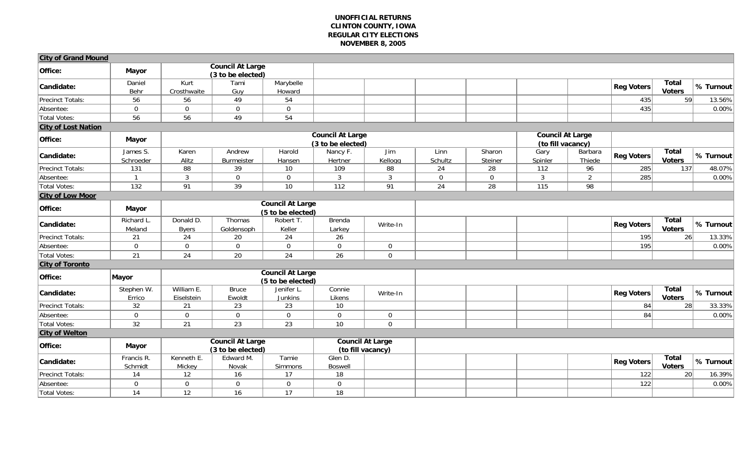**UNOFFICIAL RETURNS**
**CLINTON COUNTY, IOWA**
**REGULAR CITY ELECTIONS**
**NOVEMBER 8, 2005**

**City of Grand Mound**

| Office: | Mayor | Council At Large (3 to be elected) | | | | | | | | | | | | |
|---|---|---|---|---|---|---|---|---|---|---|---|---|---|---|
| Candidate: | Daniel Behr | Kurt Crosthwaite | Tami Guy | Marybelle Howard | | | | | | | | Reg Voters | Total Voters | % Turnout |
| Precinct Totals: | 56 | 56 | 49 | 54 | | | | | | | | 435 | 59 | 13.56% |
| Absentee: | 0 | 0 | 0 | 0 | | | | | | | | 435 | | 0.00% |
| Total Votes: | 56 | 56 | 49 | 54 | | | | | | | | | | |

**City of Lost Nation**

| Office: | Mayor | Council At Large (3 to be elected) | | | | | | | Council At Large (to fill vacancy) | | | | |
|---|---|---|---|---|---|---|---|---|---|---|---|---|---|
| Candidate: | James S. Schroeder | Karen Alitz | Andrew Burmeister | Harold Hansen | Nancy F. Hertner | Jim Kellogg | Linn Schultz | Sharon Steiner | Gary Spinler | Barbara Thiede | Reg Voters | Total Voters | % Turnout |
| Precinct Totals: | 131 | 88 | 39 | 10 | 109 | 88 | 24 | 28 | 112 | 96 | 285 | 137 | 48.07% |
| Absentee: | 1 | 3 | 0 | 0 | 3 | 3 | 0 | 0 | 3 | 2 | 285 | | 0.00% |
| Total Votes: | 132 | 91 | 39 | 10 | 112 | 91 | 24 | 28 | 115 | 98 | | | |

**City of Low Moor**

| Office: | Mayor | Council At Large (5 to be elected) | | | | | | | | | | | | |
|---|---|---|---|---|---|---|---|---|---|---|---|---|---|---|
| Candidate: | Richard L. Meland | Donald D. Byers | Thomas Goldensoph | Robert T. Keller | Brenda Larkey | Write-In | | | | | | Reg Voters | Total Voters | % Turnout |
| Precinct Totals: | 21 | 24 | 20 | 24 | 26 | | | | | | | 195 | 26 | 13.33% |
| Absentee: | 0 | 0 | 0 | 0 | 0 | 0 | | | | | | 195 | | 0.00% |
| Total Votes: | 21 | 24 | 20 | 24 | 26 | 0 | | | | | | | | |

**City of Toronto**

| Office: | Mayor | Council At Large (5 to be elected) | | | | | | | | | | | | |
|---|---|---|---|---|---|---|---|---|---|---|---|---|---|---|
| Candidate: | Stephen W. Errico | William E. Eiselstein | Bruce Ewoldt | Jenifer L. Junkins | Connie Likens | Write-In | | | | | | Reg Voters | Total Voters | % Turnout |
| Precinct Totals: | 32 | 21 | 23 | 23 | 10 | | | | | | | 84 | 28 | 33.33% |
| Absentee: | 0 | 0 | 0 | 0 | 0 | 0 | | | | | | 84 | | 0.00% |
| Total Votes: | 32 | 21 | 23 | 23 | 10 | 0 | | | | | | | | |

**City of Welton**

| Office: | Mayor | Council At Large (3 to be elected) | | | Council At Large (to fill vacancy) | | | | | | | | | |
|---|---|---|---|---|---|---|---|---|---|---|---|---|---|---|
| Candidate: | Francis R. Schmidt | Kenneth E. Mickey | Edward M. Novak | Tamie Simmons | Glen D. Boswell | | | | | | | Reg Voters | Total Voters | % Turnout |
| Precinct Totals: | 14 | 12 | 16 | 17 | 18 | | | | | | | 122 | 20 | 16.39% |
| Absentee: | 0 | 0 | 0 | 0 | 0 | | | | | | | 122 | | 0.00% |
| Total Votes: | 14 | 12 | 16 | 17 | 18 | | | | | | | | | |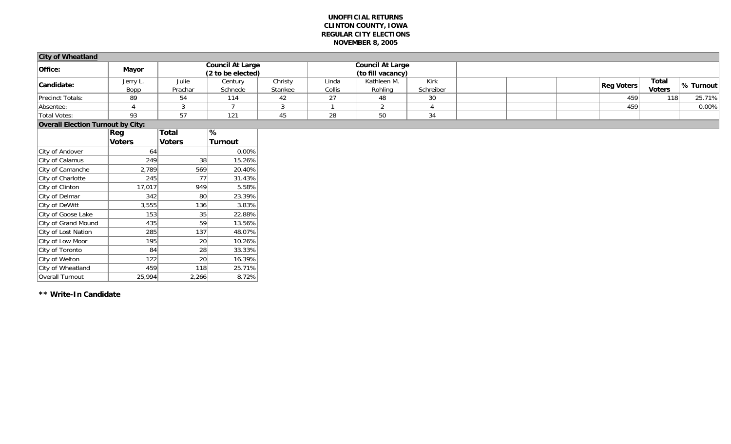**UNOFFICIAL RETURNS**
**CLINTON COUNTY, IOWA**
**REGULAR CITY ELECTIONS**
**NOVEMBER 8, 2005**

| City of Wheatland | | | | | | | | | | | | Reg Voters | Total Voters | % Turnout |
|---|---|---|---|---|---|---|---|---|---|---|---|---|---|---|
| Office: | Mayor | Council At Large (2 to be elected) | | | Council At Large (to fill vacancy) | | | | | | | | | |
| Candidate: | Jerry L. Bopp | Julie Prachar | Century Schnede | Christy Stankee | Linda Collis | Kathleen M. Rohling | Kirk Schreiber | | | | | | | |
| Precinct Totals: | 89 | 54 | 114 | 42 | 27 | 48 | 30 | | | | | 459 | 118 | 25.71% |
| Absentee: | 4 | 3 | 7 | 3 | 1 | 2 | 4 | | | | | 459 | | 0.00% |
| Total Votes: | 93 | 57 | 121 | 45 | 28 | 50 | 34 | | | | | | | |

**Overall Election Turnout by City:**

| | Reg Voters | Total Voters | % Turnout |
|---|---|---|---|
| City of Andover | 64 | | 0.00% |
| City of Calamus | 249 | 38 | 15.26% |
| City of Camanche | 2,789 | 569 | 20.40% |
| City of Charlotte | 245 | 77 | 31.43% |
| City of Clinton | 17,017 | 949 | 5.58% |
| City of Delmar | 342 | 80 | 23.39% |
| City of DeWitt | 3,555 | 136 | 3.83% |
| City of Goose Lake | 153 | 35 | 22.88% |
| City of Grand Mound | 435 | 59 | 13.56% |
| City of Lost Nation | 285 | 137 | 48.07% |
| City of Low Moor | 195 | 20 | 10.26% |
| City of Toronto | 84 | 28 | 33.33% |
| City of Welton | 122 | 20 | 16.39% |
| City of Wheatland | 459 | 118 | 25.71% |
| Overall Turnout | 25,994 | 2,266 | 8.72% |

**** Write-In Candidate**